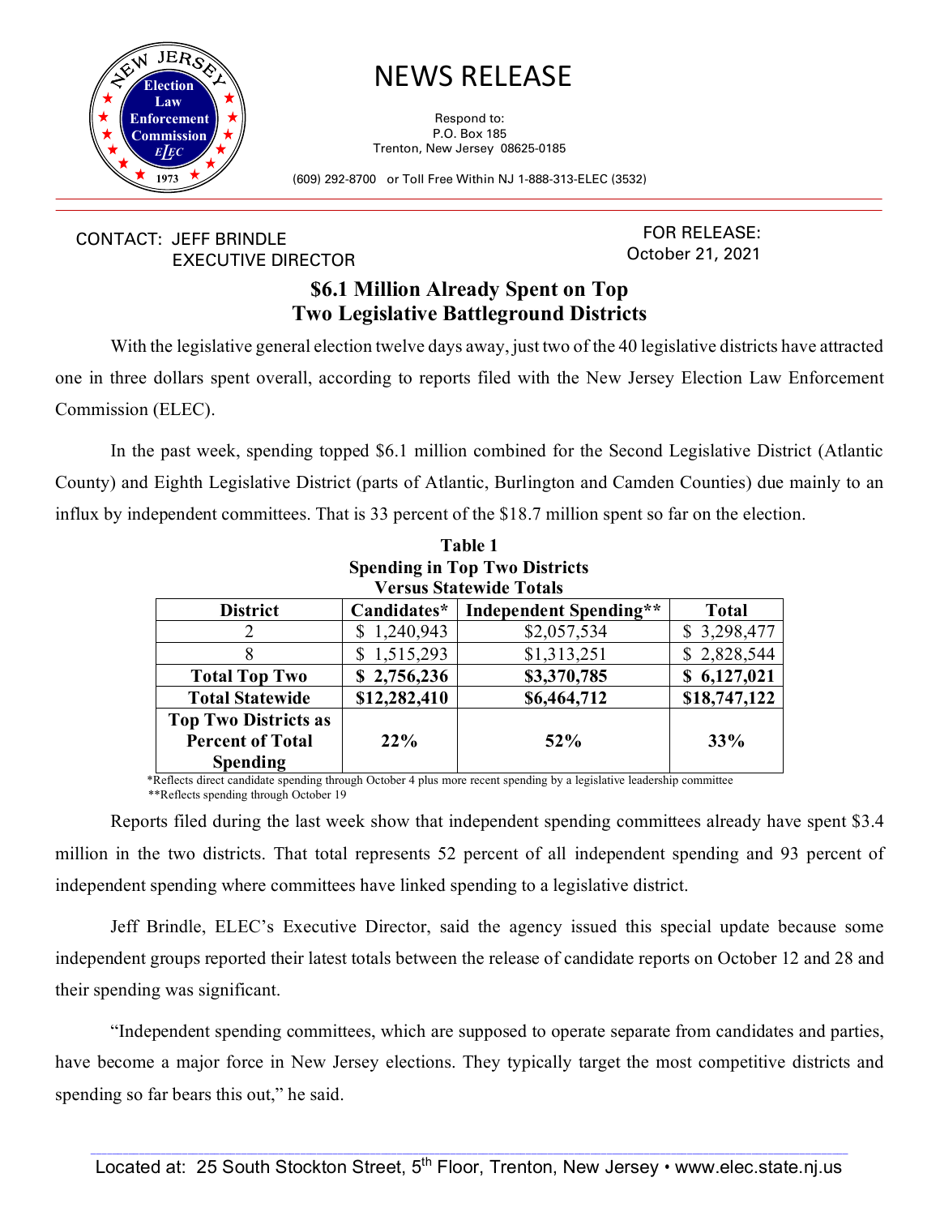# NEWS RELEASE

Respond to:
P.O. Box 185
Trenton, New Jersey 08625-0185

(609) 292-8700 or Toll Free Within NJ 1-888-313-ELEC (3532)

CONTACT: JEFF BRINDLE
EXECUTIVE DIRECTOR

FOR RELEASE:
October 21, 2021

## $6.1 Million Already Spent on Top Two Legislative Battleground Districts

With the legislative general election twelve days away, just two of the 40 legislative districts have attracted one in three dollars spent overall, according to reports filed with the New Jersey Election Law Enforcement Commission (ELEC).

In the past week, spending topped $6.1 million combined for the Second Legislative District (Atlantic County) and Eighth Legislative District (parts of Atlantic, Burlington and Camden Counties) due mainly to an influx by independent committees. That is 33 percent of the $18.7 million spent so far on the election.

**Table 1**
**Spending in Top Two Districts Versus Statewide Totals**

| District | Candidates* | Independent Spending** | Total |
|---|---|---|---|
| 2 | $ 1,240,943 | $2,057,534 | $ 3,298,477 |
| 8 | $ 1,515,293 | $1,313,251 | $ 2,828,544 |
| **Total Top Two** | **$ 2,756,236** | **$3,370,785** | **$ 6,127,021** |
| **Total Statewide** | **$12,282,410** | **$6,464,712** | **$18,747,122** |
| **Top Two Districts as Percent of Total Spending** | **22%** | **52%** | **33%** |

*Reflects direct candidate spending through October 4 plus more recent spending by a legislative leadership committee
**Reflects spending through October 19

Reports filed during the last week show that independent spending committees already have spent $3.4 million in the two districts. That total represents 52 percent of all independent spending and 93 percent of independent spending where committees have linked spending to a legislative district.

Jeff Brindle, ELEC's Executive Director, said the agency issued this special update because some independent groups reported their latest totals between the release of candidate reports on October 12 and 28 and their spending was significant.

"Independent spending committees, which are supposed to operate separate from candidates and parties, have become a major force in New Jersey elections. They typically target the most competitive districts and spending so far bears this out," he said.

Located at: 25 South Stockton Street, 5th Floor, Trenton, New Jersey • www.elec.state.nj.us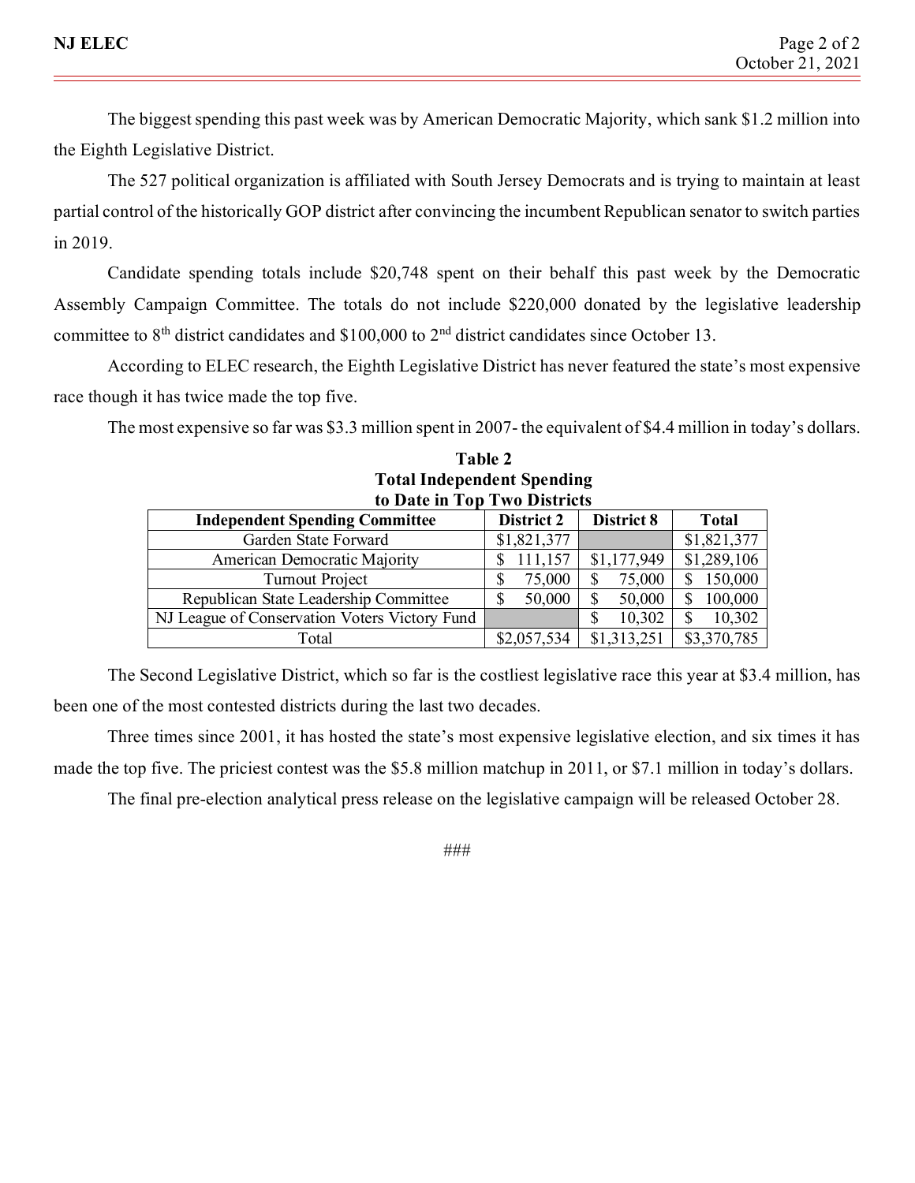The biggest spending this past week was by American Democratic Majority, which sank $1.2 million into the Eighth Legislative District.

The 527 political organization is affiliated with South Jersey Democrats and is trying to maintain at least partial control of the historically GOP district after convincing the incumbent Republican senator to switch parties in 2019.

Candidate spending totals include $20,748 spent on their behalf this past week by the Democratic Assembly Campaign Committee. The totals do not include $220,000 donated by the legislative leadership committee to 8th district candidates and $100,000 to 2nd district candidates since October 13.

According to ELEC research, the Eighth Legislative District has never featured the state's most expensive race though it has twice made the top five.

The most expensive so far was $3.3 million spent in 2007- the equivalent of $4.4 million in today's dollars.

**Table 2**
**Total Independent Spending to Date in Top Two Districts**

| Independent Spending Committee | District 2 | District 8 | Total |
|---|---|---|---|
| Garden State Forward | $1,821,377 | | $1,821,377 |
| American Democratic Majority | $ 111,157 | $1,177,949 | $1,289,106 |
| Turnout Project | $ 75,000 | $ 75,000 | $ 150,000 |
| Republican State Leadership Committee | $ 50,000 | $ 50,000 | $ 100,000 |
| NJ League of Conservation Voters Victory Fund | | $ 10,302 | $ 10,302 |
| Total | $2,057,534 | $1,313,251 | $3,370,785 |

The Second Legislative District, which so far is the costliest legislative race this year at $3.4 million, has been one of the most contested districts during the last two decades.

Three times since 2001, it has hosted the state's most expensive legislative election, and six times it has made the top five. The priciest contest was the $5.8 million matchup in 2011, or $7.1 million in today's dollars.

The final pre-election analytical press release on the legislative campaign will be released October 28.

###